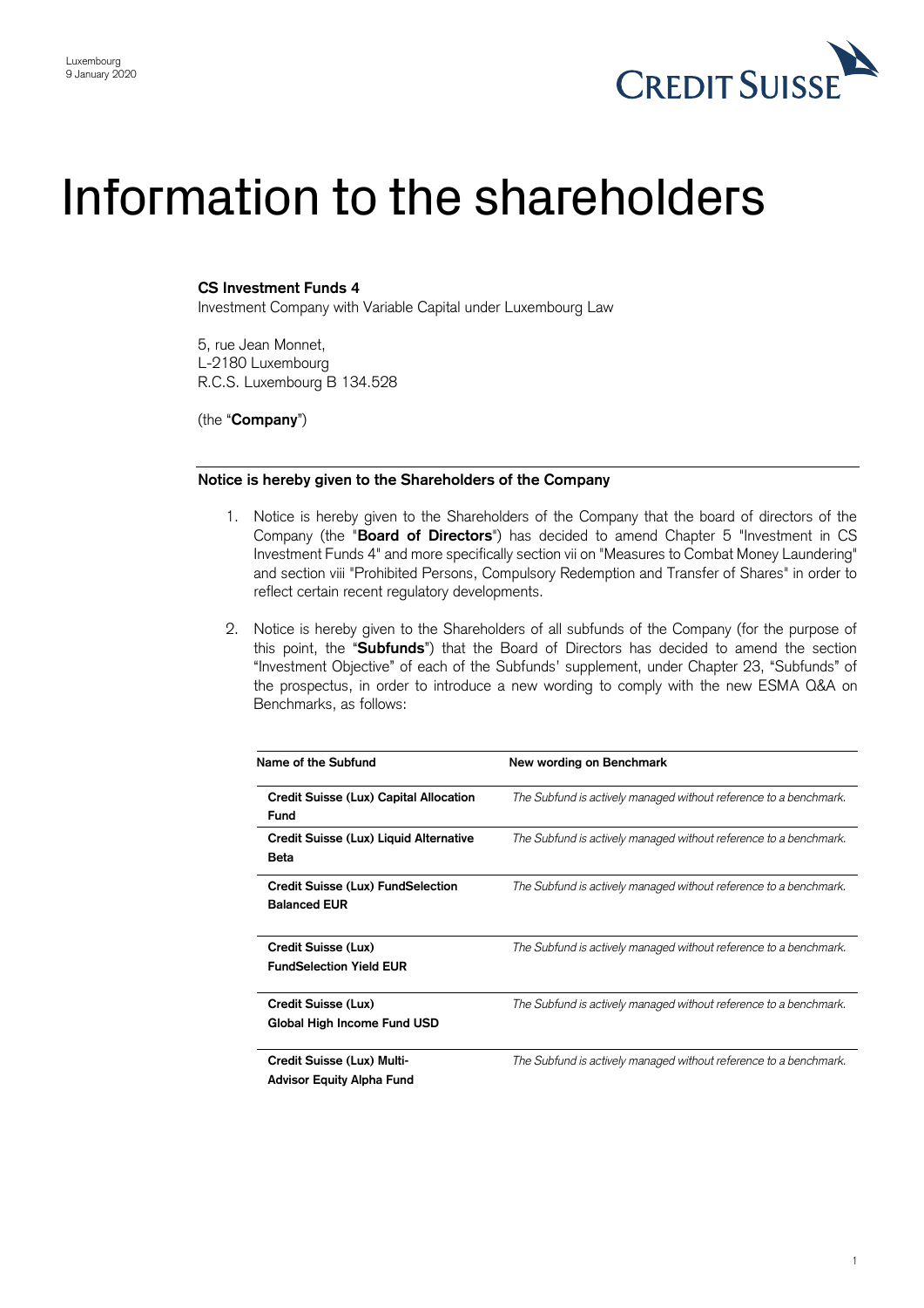Luxembourg
9 January 2020

# Information to the shareholders

**CS Investment Funds 4**
Investment Company with Variable Capital under Luxembourg Law

5, rue Jean Monnet,
L-2180 Luxembourg
R.C.S. Luxembourg B 134.528

(the "**Company**")

**Notice is hereby given to the Shareholders of the Company**

1. Notice is hereby given to the Shareholders of the Company that the board of directors of the Company (the "**Board of Directors**") has decided to amend Chapter 5 "Investment in CS Investment Funds 4" and more specifically section vii on "Measures to Combat Money Laundering" and section viii "Prohibited Persons, Compulsory Redemption and Transfer of Shares" in order to reflect certain recent regulatory developments.

2. Notice is hereby given to the Shareholders of all subfunds of the Company (for the purpose of this point, the "**Subfunds**") that the Board of Directors has decided to amend the section "Investment Objective" of each of the Subfunds' supplement, under Chapter 23, "Subfunds" of the prospectus, in order to introduce a new wording to comply with the new ESMA Q&A on Benchmarks, as follows:

| Name of the Subfund | New wording on Benchmark |
|---|---|
| **Credit Suisse (Lux) Capital Allocation Fund** | *The Subfund is actively managed without reference to a benchmark.* |
| **Credit Suisse (Lux) Liquid Alternative Beta** | *The Subfund is actively managed without reference to a benchmark.* |
| **Credit Suisse (Lux) FundSelection Balanced EUR** | *The Subfund is actively managed without reference to a benchmark.* |
| **Credit Suisse (Lux) FundSelection Yield EUR** | *The Subfund is actively managed without reference to a benchmark.* |
| **Credit Suisse (Lux) Global High Income Fund USD** | *The Subfund is actively managed without reference to a benchmark.* |
| **Credit Suisse (Lux) Multi-Advisor Equity Alpha Fund** | *The Subfund is actively managed without reference to a benchmark.* |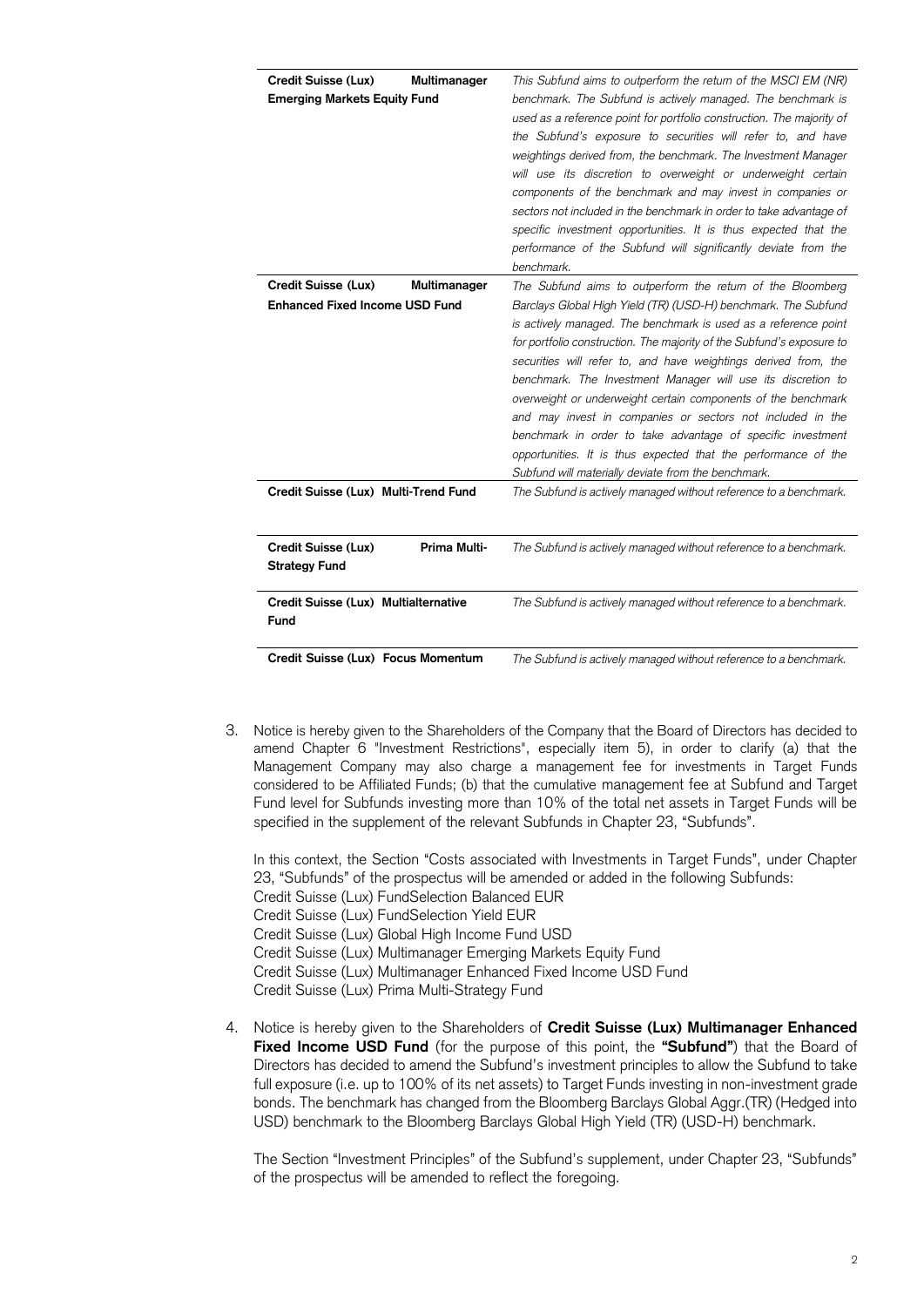| | |
|---|---|
| **Credit Suisse (Lux) Multimanager Emerging Markets Equity Fund** | *This Subfund aims to outperform the return of the MSCI EM (NR) benchmark. The Subfund is actively managed. The benchmark is used as a reference point for portfolio construction. The majority of the Subfund's exposure to securities will refer to, and have weightings derived from, the benchmark. The Investment Manager will use its discretion to overweight or underweight certain components of the benchmark and may invest in companies or sectors not included in the benchmark in order to take advantage of specific investment opportunities. It is thus expected that the performance of the Subfund will significantly deviate from the benchmark.* |
| **Credit Suisse (Lux) Multimanager Enhanced Fixed Income USD Fund** | *The Subfund aims to outperform the return of the Bloomberg Barclays Global High Yield (TR) (USD-H) benchmark. The Subfund is actively managed. The benchmark is used as a reference point for portfolio construction. The majority of the Subfund's exposure to securities will refer to, and have weightings derived from, the benchmark. The Investment Manager will use its discretion to overweight or underweight certain components of the benchmark and may invest in companies or sectors not included in the benchmark in order to take advantage of specific investment opportunities. It is thus expected that the performance of the Subfund will materially deviate from the benchmark.* |
| **Credit Suisse (Lux) Multi-Trend Fund** | *The Subfund is actively managed without reference to a benchmark.* |
| **Credit Suisse (Lux) Prima Multi-Strategy Fund** | *The Subfund is actively managed without reference to a benchmark.* |
| **Credit Suisse (Lux) Multialternative Fund** | *The Subfund is actively managed without reference to a benchmark.* |
| **Credit Suisse (Lux) Focus Momentum** | *The Subfund is actively managed without reference to a benchmark.* |

3. Notice is hereby given to the Shareholders of the Company that the Board of Directors has decided to amend Chapter 6 "Investment Restrictions", especially item 5), in order to clarify (a) that the Management Company may also charge a management fee for investments in Target Funds considered to be Affiliated Funds; (b) that the cumulative management fee at Subfund and Target Fund level for Subfunds investing more than 10% of the total net assets in Target Funds will be specified in the supplement of the relevant Subfunds in Chapter 23, "Subfunds".

   In this context, the Section "Costs associated with Investments in Target Funds", under Chapter 23, "Subfunds" of the prospectus will be amended or added in the following Subfunds:
   Credit Suisse (Lux) FundSelection Balanced EUR
   Credit Suisse (Lux) FundSelection Yield EUR
   Credit Suisse (Lux) Global High Income Fund USD
   Credit Suisse (Lux) Multimanager Emerging Markets Equity Fund
   Credit Suisse (Lux) Multimanager Enhanced Fixed Income USD Fund
   Credit Suisse (Lux) Prima Multi-Strategy Fund

4. Notice is hereby given to the Shareholders of **Credit Suisse (Lux) Multimanager Enhanced Fixed Income USD Fund** (for the purpose of this point, the **"Subfund"**) that the Board of Directors has decided to amend the Subfund's investment principles to allow the Subfund to take full exposure (i.e. up to 100% of its net assets) to Target Funds investing in non-investment grade bonds. The benchmark has changed from the Bloomberg Barclays Global Aggr.(TR) (Hedged into USD) benchmark to the Bloomberg Barclays Global High Yield (TR) (USD-H) benchmark.

   The Section "Investment Principles" of the Subfund's supplement, under Chapter 23, "Subfunds" of the prospectus will be amended to reflect the foregoing.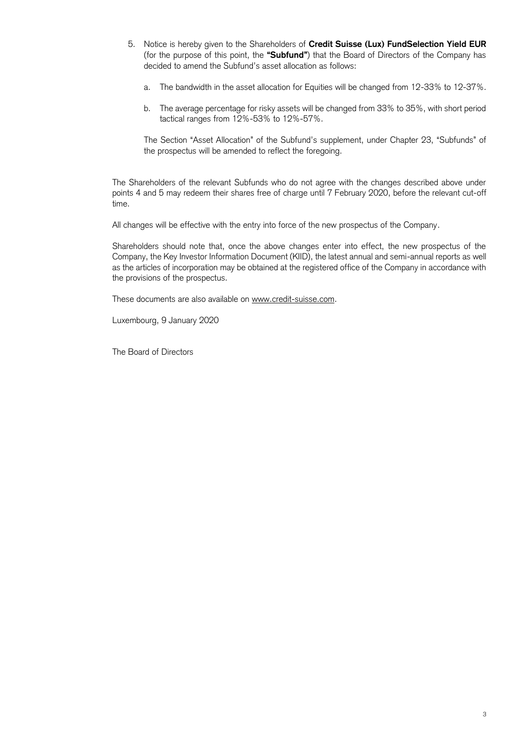5. Notice is hereby given to the Shareholders of **Credit Suisse (Lux) FundSelection Yield EUR** (for the purpose of this point, the **"Subfund"**) that the Board of Directors of the Company has decided to amend the Subfund's asset allocation as follows:

   a. The bandwidth in the asset allocation for Equities will be changed from 12-33% to 12-37%.

   b. The average percentage for risky assets will be changed from 33% to 35%, with short period tactical ranges from 12%-53% to 12%-57%.

   The Section "Asset Allocation" of the Subfund's supplement, under Chapter 23, "Subfunds" of the prospectus will be amended to reflect the foregoing.

The Shareholders of the relevant Subfunds who do not agree with the changes described above under points 4 and 5 may redeem their shares free of charge until 7 February 2020, before the relevant cut-off time.

All changes will be effective with the entry into force of the new prospectus of the Company.

Shareholders should note that, once the above changes enter into effect, the new prospectus of the Company, the Key Investor Information Document (KIID), the latest annual and semi-annual reports as well as the articles of incorporation may be obtained at the registered office of the Company in accordance with the provisions of the prospectus.

These documents are also available on www.credit-suisse.com.

Luxembourg, 9 January 2020

The Board of Directors